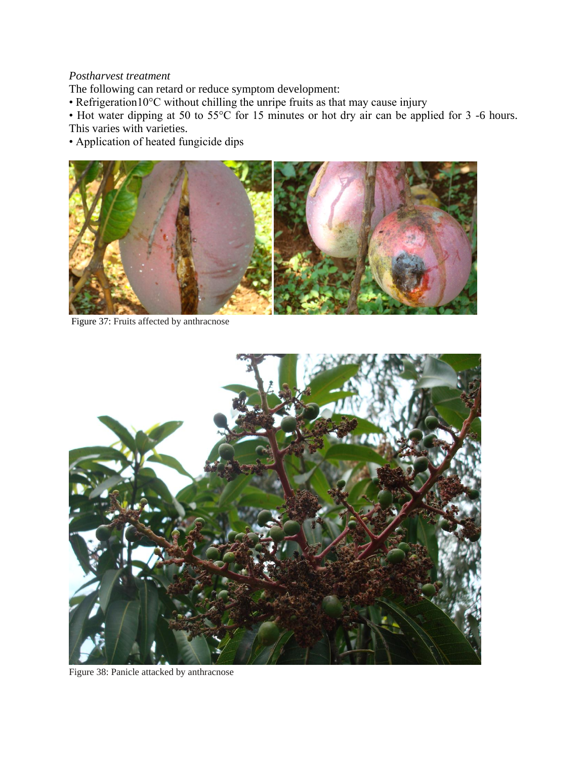*Postharvest treatment*

The following can retard or reduce symptom development:

- Refrigeration10°C without chilling the unripe fruits as that may cause injury
- Hot water dipping at 50 to 55°C for 15 minutes or hot dry air can be applied for 3 -6 hours. This varies with varieties.
- Application of heated fungicide dips

Figure 37: Fruits affected by anthracnose

Figure 38: Panicle attacked by anthracnose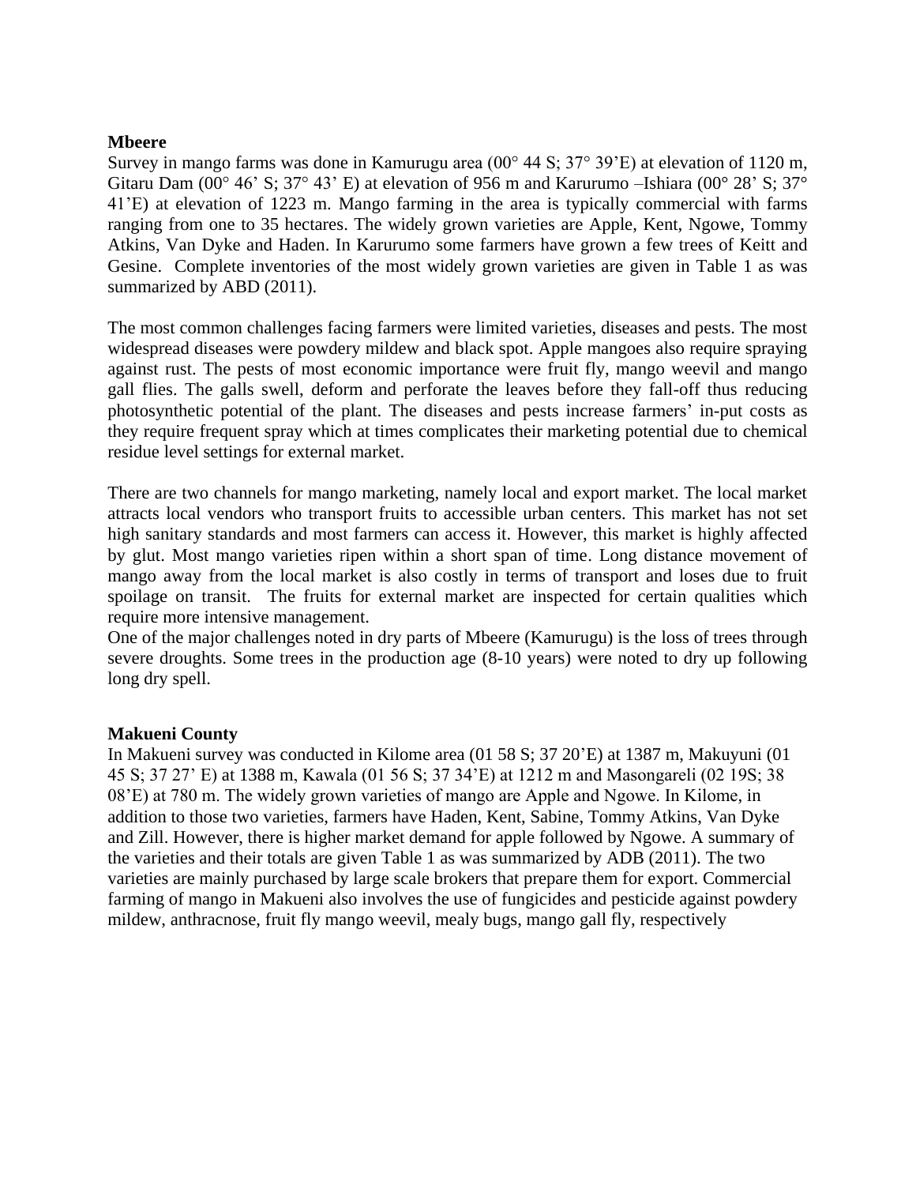**Mbeere**

Survey in mango farms was done in Kamurugu area (00° 44 S; 37° 39’E) at elevation of 1120 m, Gitaru Dam (00° 46’ S; 37° 43’ E) at elevation of 956 m and Karurumo –Ishiara (00° 28’ S; 37° 41’E) at elevation of 1223 m. Mango farming in the area is typically commercial with farms ranging from one to 35 hectares. The widely grown varieties are Apple, Kent, Ngowe, Tommy Atkins, Van Dyke and Haden. In Karurumo some farmers have grown a few trees of Keitt and Gesine. Complete inventories of the most widely grown varieties are given in Table 1 as was summarized by ABD (2011).

The most common challenges facing farmers were limited varieties, diseases and pests. The most widespread diseases were powdery mildew and black spot. Apple mangoes also require spraying against rust. The pests of most economic importance were fruit fly, mango weevil and mango gall flies. The galls swell, deform and perforate the leaves before they fall-off thus reducing photosynthetic potential of the plant. The diseases and pests increase farmers’ in-put costs as they require frequent spray which at times complicates their marketing potential due to chemical residue level settings for external market.

There are two channels for mango marketing, namely local and export market. The local market attracts local vendors who transport fruits to accessible urban centers. This market has not set high sanitary standards and most farmers can access it. However, this market is highly affected by glut. Most mango varieties ripen within a short span of time. Long distance movement of mango away from the local market is also costly in terms of transport and loses due to fruit spoilage on transit. The fruits for external market are inspected for certain qualities which require more intensive management.

One of the major challenges noted in dry parts of Mbeere (Kamurugu) is the loss of trees through severe droughts. Some trees in the production age (8-10 years) were noted to dry up following long dry spell.

**Makueni County**

In Makueni survey was conducted in Kilome area (01 58 S; 37 20’E) at 1387 m, Makuyuni (01 45 S; 37 27’ E) at 1388 m, Kawala (01 56 S; 37 34’E) at 1212 m and Masongareli (02 19S; 38 08’E) at 780 m. The widely grown varieties of mango are Apple and Ngowe. In Kilome, in addition to those two varieties, farmers have Haden, Kent, Sabine, Tommy Atkins, Van Dyke and Zill. However, there is higher market demand for apple followed by Ngowe. A summary of the varieties and their totals are given Table 1 as was summarized by ADB (2011). The two varieties are mainly purchased by large scale brokers that prepare them for export. Commercial farming of mango in Makueni also involves the use of fungicides and pesticide against powdery mildew, anthracnose, fruit fly mango weevil, mealy bugs, mango gall fly, respectively